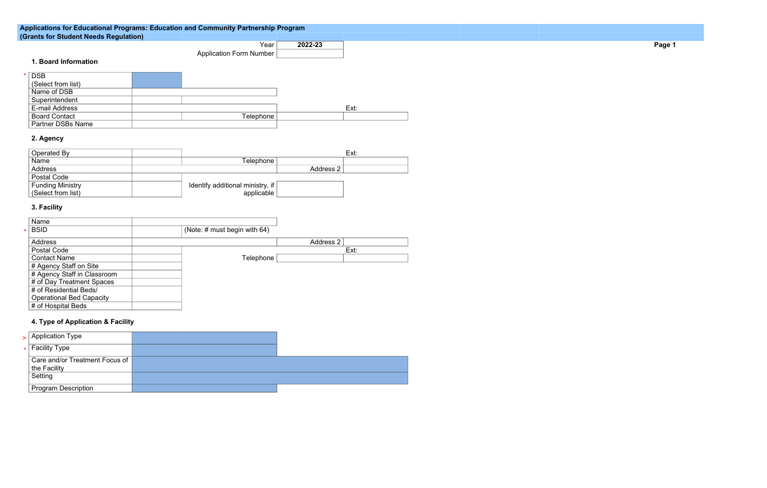**Applications for Educational Programs: Education and Community Partnership Program**
**(Grants for Student Needs Regulation)**

| | |
|---|---|
| Year | **2022-23** |
| Application Form Number | |

### 1. Board Information

| | | | | |
|---|---|---|---|---|
| * DSB (Select from list) | | | | |
| Name of DSB | | | | |
| Superintendent | | | | |
| E-mail Address | | | | Ext: |
| Board Contact | | Telephone | | |
| Partner DSBs Name | | | | |

### 2. Agency

| | | | | |
|---|---|---|---|---|
| Operated By | | | | Ext: |
| Name | | Telephone | | |
| Address | | Address 2 | | |
| Postal Code | | | | |
| Funding Ministry (Select from list) | | Identify additional ministry, if applicable | | |

### 3. Facility

| | | | | |
|---|---|---|---|---|
| Name | | | | |
| * BSID | | (Note: # must begin with 64) | | |
| Address | | Address 2 | | |
| Postal Code | | | | Ext: |
| Contact Name | | Telephone | | |
| # Agency Staff on Site | | | | |
| # Agency Staff in Classroom | | | | |
| # of Day Treatment Spaces | | | | |
| # of Residential Beds/ Operational Bed Capacity | | | | |
| # of Hospital Beds | | | | |

### 4. Type of Application & Facility

| | |
|---|---|
| > Application Type | |
| * Facility Type | |
| Care and/or Treatment Focus of the Facility | |
| Setting | |
| Program Description | |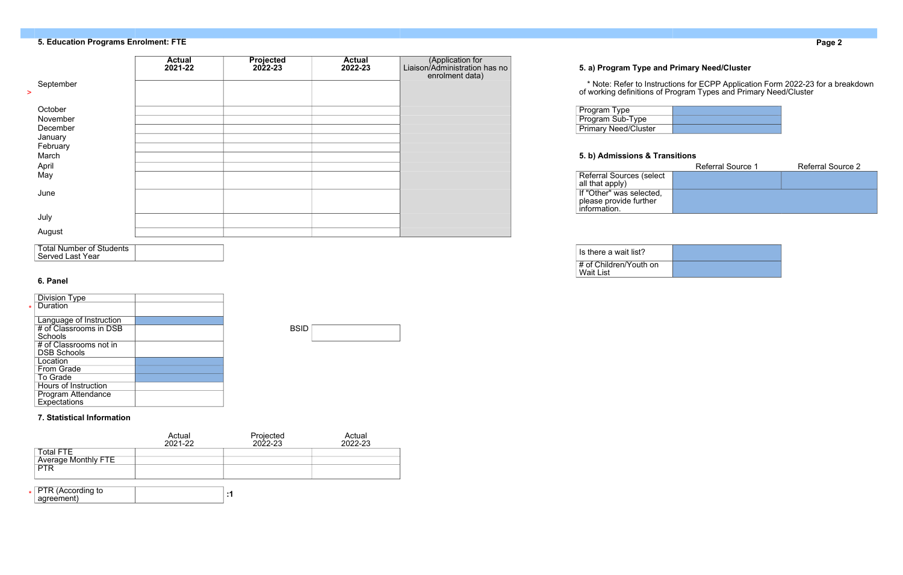## 5. Education Programs Enrolment: FTE

| | Actual 2021-22 | Projected 2022-23 | Actual 2022-23 | (Application for Liaison/Administration has no enrolment data) |
|---|---|---|---|---|
| September | | | | |
| October | | | | |
| November | | | | |
| December | | | | |
| January | | | | |
| February | | | | |
| March | | | | |
| April | | | | |
| May | | | | |
| June | | | | |
| July | | | | |
| August | | | | |

| Total Number of Students Served Last Year | |
|---|---|

## 6. Panel

| | |
|---|---|
| Division Type | |
| Duration * | |
| Language of Instruction | |
| # of Classrooms in DSB Schools | |
| # of Classrooms not in DSB Schools | |
| Location | |
| From Grade | |
| To Grade | |
| Hours of Instruction | |
| Program Attendance Expectations | |

| BSID | |
|---|---|

## 7. Statistical Information

| | Actual 2021-22 | Projected 2022-23 | Actual 2022-23 |
|---|---|---|---|
| Total FTE | | | |
| Average Monthly FTE | | | |
| PTR | | | |

| PTR (According to agreement) * | | :1 |
|---|---|---|

### 5. a) Program Type and Primary Need/Cluster

* Note: Refer to Instructions for ECPP Application Form 2022-23 for a breakdown of working definitions of Program Types and Primary Need/Cluster

| | |
|---|---|
| Program Type | |
| Program Sub-Type | |
| Primary Need/Cluster | |

### 5. b) Admissions & Transitions

| | Referral Source 1 | Referral Source 2 |
|---|---|---|
| Referral Sources (select all that apply) | | |
| If "Other" was selected, please provide further information. | | |

| | |
|---|---|
| Is there a wait list? | |
| # of Children/Youth on Wait List | |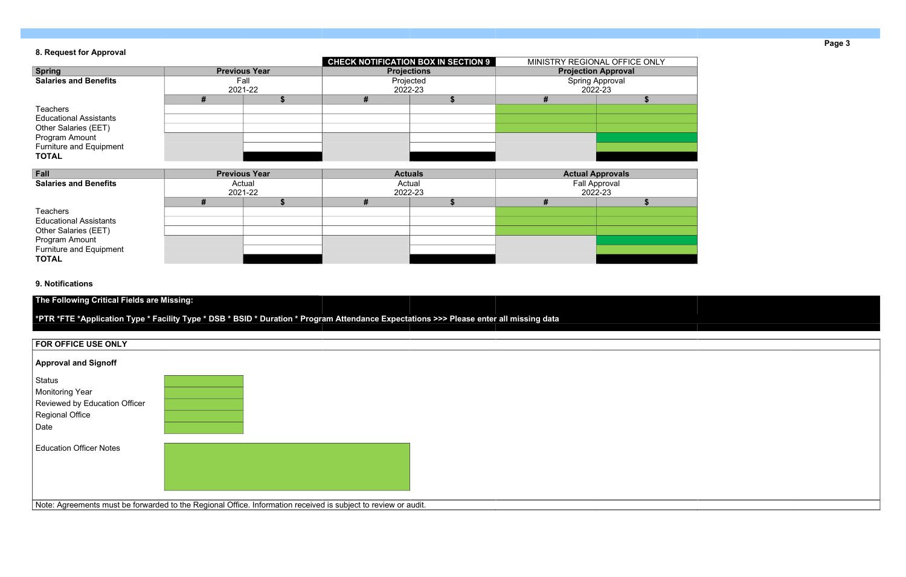## 8. Request for Approval

| Spring | Previous Year | | CHECK NOTIFICATION BOX IN SECTION 9 | | MINISTRY REGIONAL OFFICE ONLY | |
|---|---|---|---|---|---|---|
| | Previous Year | | Projections | | Projection Approval | |
| **Salaries and Benefits** | Fall 2021-22 | | Projected 2022-23 | | Spring Approval 2022-23 | |
| | # | $ | # | $ | # | $ |
| Teachers | | | | | | |
| Educational Assistants | | | | | | |
| Other Salaries (EET) | | | | | | |
| Program Amount | | | | | | |
| Furniture and Equipment | | | | | | |
| **TOTAL** | | | | | | |

| Fall | Previous Year | | Actuals | | Actual Approvals | |
|---|---|---|---|---|---|---|
| **Salaries and Benefits** | Actual 2021-22 | | Actual 2022-23 | | Fall Approval 2022-23 | |
| | # | $ | # | $ | # | $ |
| Teachers | | | | | | |
| Educational Assistants | | | | | | |
| Other Salaries (EET) | | | | | | |
| Program Amount | | | | | | |
| Furniture and Equipment | | | | | | |
| **TOTAL** | | | | | | |

## 9. Notifications

**The Following Critical Fields are Missing:**

**\*PTR \*FTE \*Application Type \* Facility Type \* DSB \* BSID \* Duration \* Program Attendance Expectations >>> Please enter all missing data**

**FOR OFFICE USE ONLY**

**Approval and Signoff**

| | |
|---|---|
| Status | |
| Monitoring Year | |
| Reviewed by Education Officer | |
| Regional Office | |
| Date | |

Education Officer Notes

Note: Agreements must be forwarded to the Regional Office. Information received is subject to review or audit.